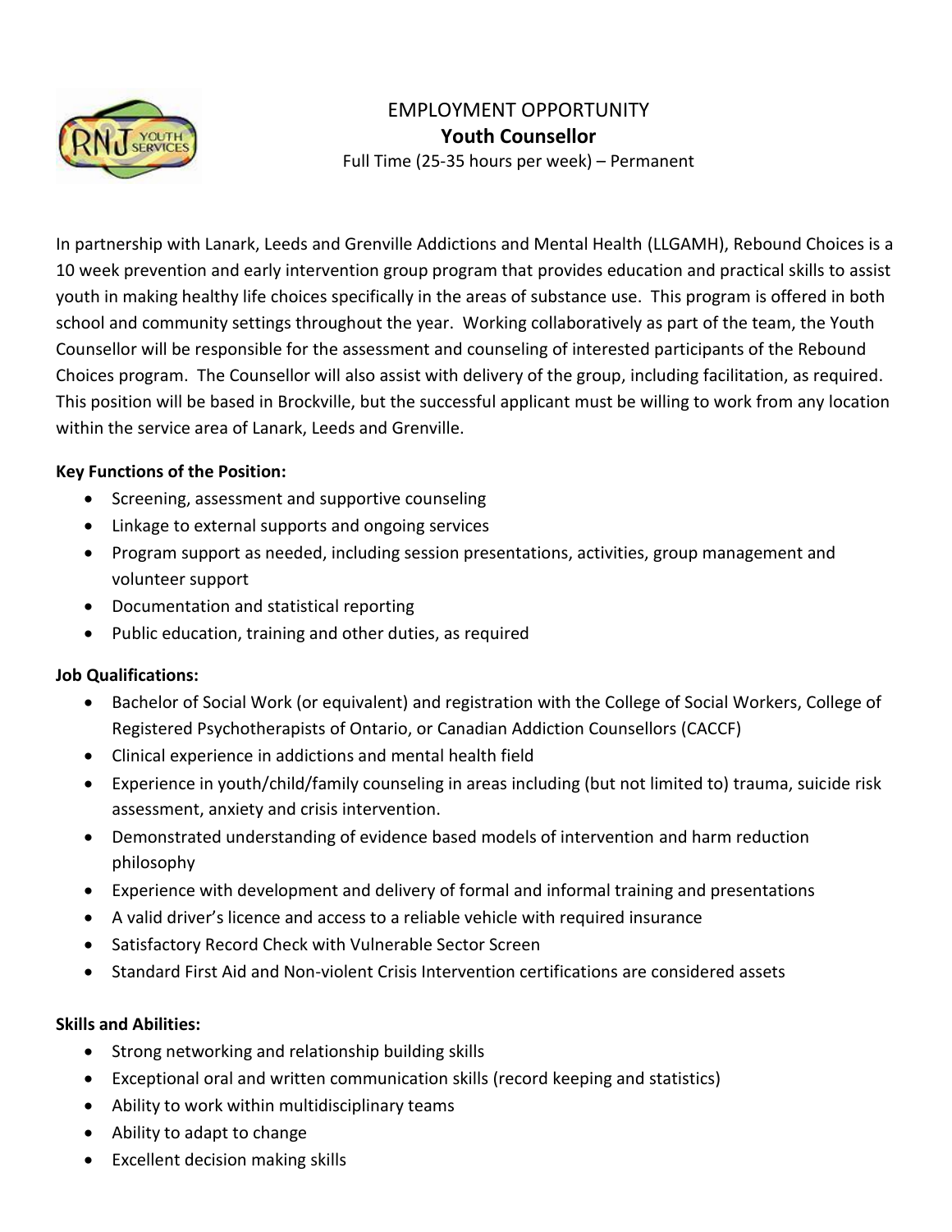# EMPLOYMENT OPPORTUNITY

## Youth Counsellor

Full Time (25-35 hours per week) – Permanent

In partnership with Lanark, Leeds and Grenville Addictions and Mental Health (LLGAMH), Rebound Choices is a 10 week prevention and early intervention group program that provides education and practical skills to assist youth in making healthy life choices specifically in the areas of substance use. This program is offered in both school and community settings throughout the year. Working collaboratively as part of the team, the Youth Counsellor will be responsible for the assessment and counseling of interested participants of the Rebound Choices program. The Counsellor will also assist with delivery of the group, including facilitation, as required. This position will be based in Brockville, but the successful applicant must be willing to work from any location within the service area of Lanark, Leeds and Grenville.

**Key Functions of the Position:**

- Screening, assessment and supportive counseling
- Linkage to external supports and ongoing services
- Program support as needed, including session presentations, activities, group management and volunteer support
- Documentation and statistical reporting
- Public education, training and other duties, as required

**Job Qualifications:**

- Bachelor of Social Work (or equivalent) and registration with the College of Social Workers, College of Registered Psychotherapists of Ontario, or Canadian Addiction Counsellors (CACCF)
- Clinical experience in addictions and mental health field
- Experience in youth/child/family counseling in areas including (but not limited to) trauma, suicide risk assessment, anxiety and crisis intervention.
- Demonstrated understanding of evidence based models of intervention and harm reduction philosophy
- Experience with development and delivery of formal and informal training and presentations
- A valid driver's licence and access to a reliable vehicle with required insurance
- Satisfactory Record Check with Vulnerable Sector Screen
- Standard First Aid and Non-violent Crisis Intervention certifications are considered assets

**Skills and Abilities:**

- Strong networking and relationship building skills
- Exceptional oral and written communication skills (record keeping and statistics)
- Ability to work within multidisciplinary teams
- Ability to adapt to change
- Excellent decision making skills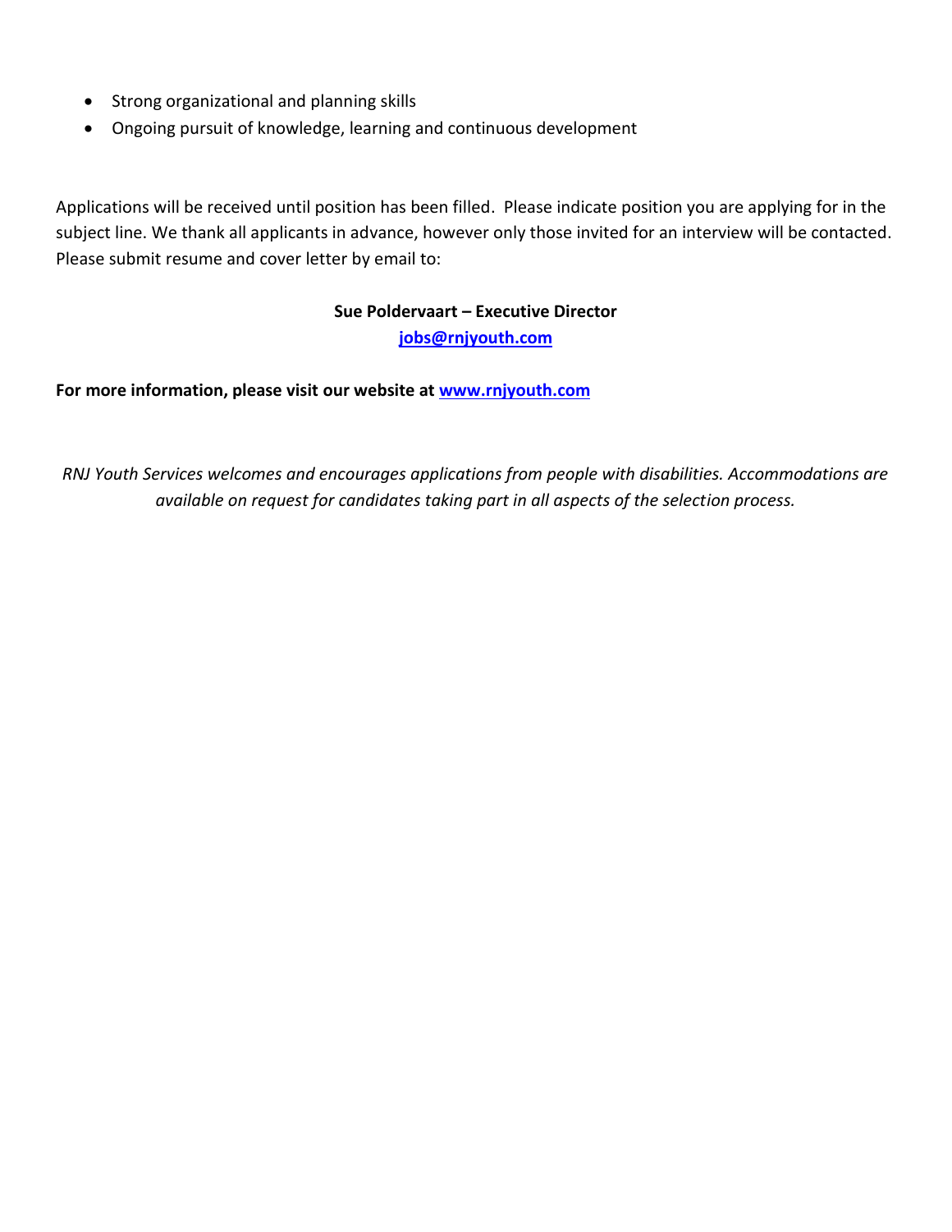- Strong organizational and planning skills
- Ongoing pursuit of knowledge, learning and continuous development

Applications will be received until position has been filled. Please indicate position you are applying for in the subject line. We thank all applicants in advance, however only those invited for an interview will be contacted. Please submit resume and cover letter by email to:

**Sue Poldervaart – Executive Director**
**jobs@rnjyouth.com**

**For more information, please visit our website at www.rnjyouth.com**

*RNJ Youth Services welcomes and encourages applications from people with disabilities. Accommodations are available on request for candidates taking part in all aspects of the selection process.*